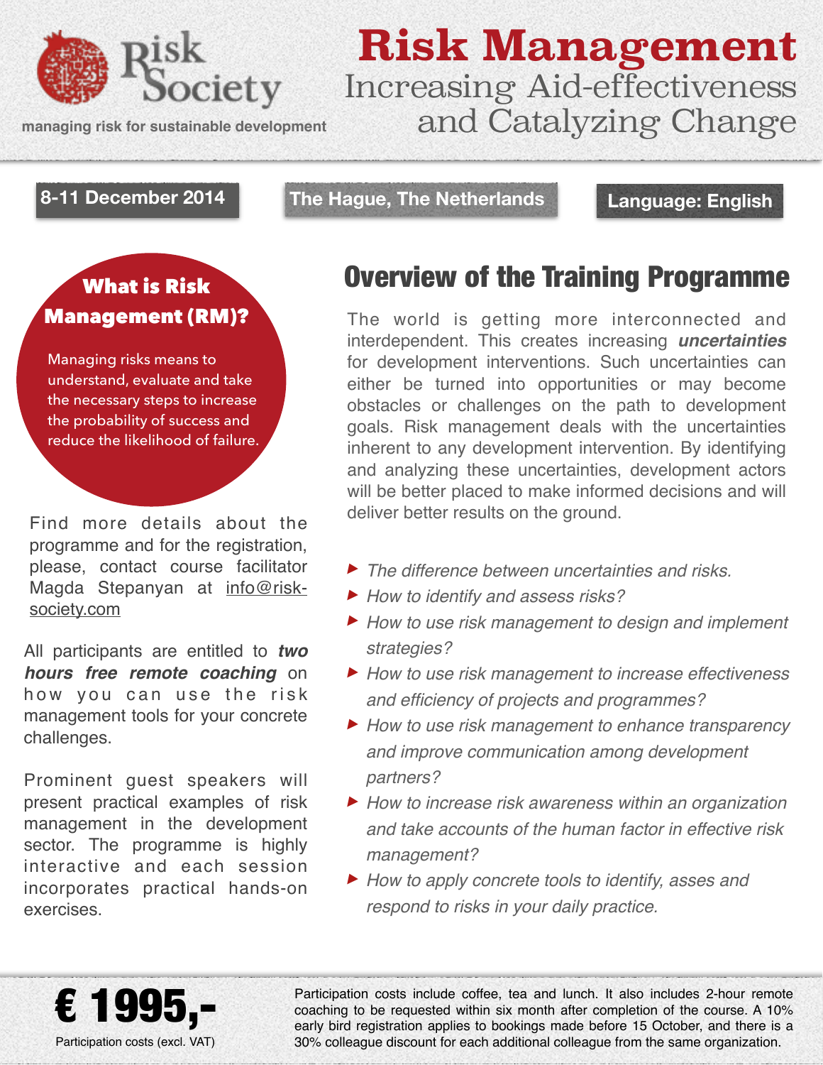Risk Society

managing risk for sustainable development

# Risk Management

## Increasing Aid-effectiveness and Catalyzing Change

**8-11 December 2014** | **The Hague, The Netherlands** | **Language: English**

### What is Risk Management (RM)?

Managing risks means to understand, evaluate and take the necessary steps to increase the probability of success and reduce the likelihood of failure.

Find more details about the programme and for the registration, please, contact course facilitator Magda Stepanyan at info@risk-society.com

All participants are entitled to ***two hours free remote coaching*** on how you can use the risk management tools for your concrete challenges.

Prominent guest speakers will present practical examples of risk management in the development sector. The programme is highly interactive and each session incorporates practical hands-on exercises.

## Overview of the Training Programme

The world is getting more interconnected and interdependent. This creates increasing ***uncertainties*** for development interventions. Such uncertainties can either be turned into opportunities or may become obstacles or challenges on the path to development goals. Risk management deals with the uncertainties inherent to any development intervention. By identifying and analyzing these uncertainties, development actors will be better placed to make informed decisions and will deliver better results on the ground.

- *The difference between uncertainties and risks.*
- *How to identify and assess risks?*
- *How to use risk management to design and implement strategies?*
- *How to use risk management to increase effectiveness and efficiency of projects and programmes?*
- *How to use risk management to enhance transparency and improve communication among development partners?*
- *How to increase risk awareness within an organization and take accounts of the human factor in effective risk management?*
- *How to apply concrete tools to identify, asses and respond to risks in your daily practice.*

**€ 1995,-**

Participation costs (excl. VAT)

Participation costs include coffee, tea and lunch. It also includes 2-hour remote coaching to be requested within six month after completion of the course. A 10% early bird registration applies to bookings made before 15 October, and there is a 30% colleague discount for each additional colleague from the same organization.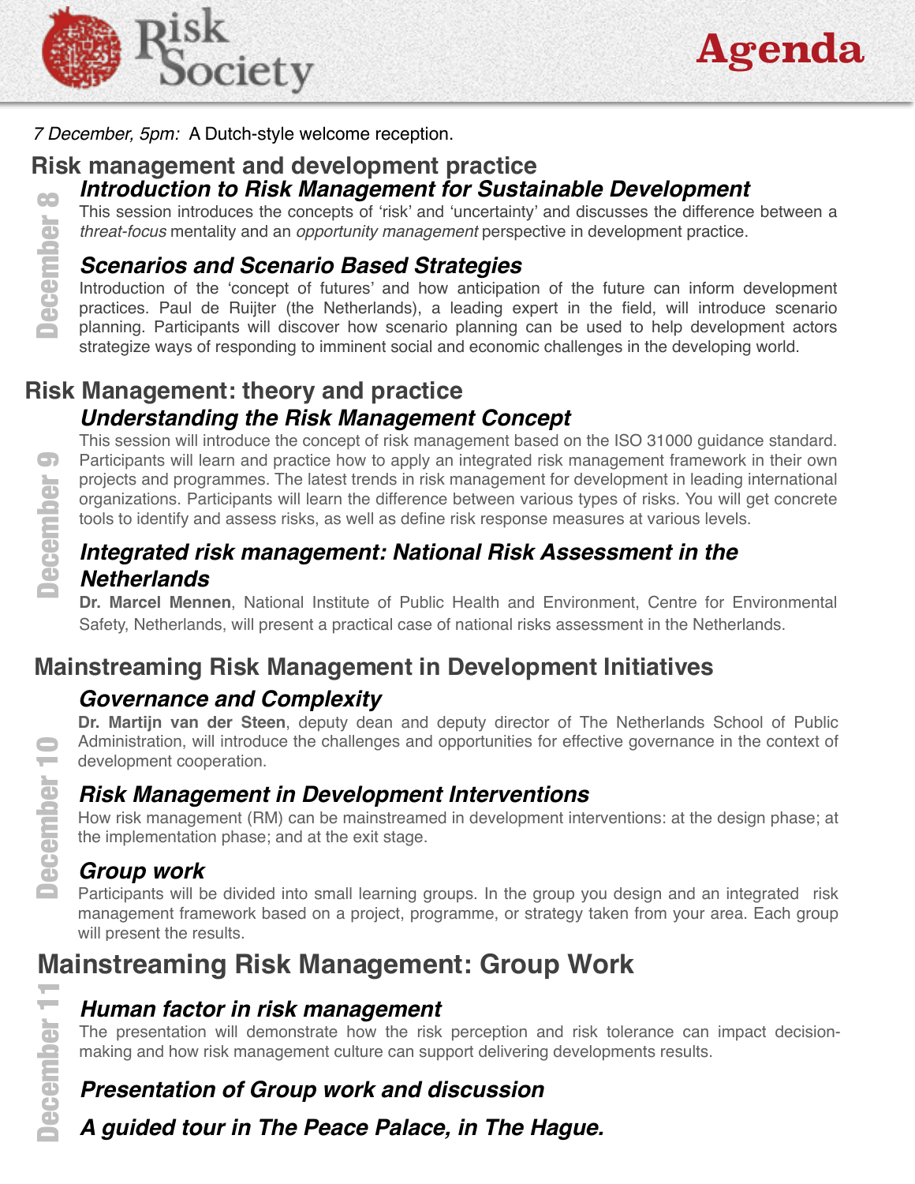# Risk Society

# Agenda

*7 December, 5pm:* A Dutch-style welcome reception.

## Risk management and development practice

**December 8**

### *Introduction to Risk Management for Sustainable Development*

This session introduces the concepts of 'risk' and 'uncertainty' and discusses the difference between a *threat-focus* mentality and an *opportunity management* perspective in development practice.

### *Scenarios and Scenario Based Strategies*

Introduction of the 'concept of futures' and how anticipation of the future can inform development practices. Paul de Ruijter (the Netherlands), a leading expert in the field, will introduce scenario planning. Participants will discover how scenario planning can be used to help development actors strategize ways of responding to imminent social and economic challenges in the developing world.

## Risk Management: theory and practice

**December 9**

### *Understanding the Risk Management Concept*

This session will introduce the concept of risk management based on the ISO 31000 guidance standard. Participants will learn and practice how to apply an integrated risk management framework in their own projects and programmes. The latest trends in risk management for development in leading international organizations. Participants will learn the difference between various types of risks. You will get concrete tools to identify and assess risks, as well as define risk response measures at various levels.

### *Integrated risk management: National Risk Assessment in the Netherlands*

**Dr. Marcel Mennen**, National Institute of Public Health and Environment, Centre for Environmental Safety, Netherlands, will present a practical case of national risks assessment in the Netherlands.

## Mainstreaming Risk Management in Development Initiatives

**December 10**

### *Governance and Complexity*

**Dr. Martijn van der Steen**, deputy dean and deputy director of The Netherlands School of Public Administration, will introduce the challenges and opportunities for effective governance in the context of development cooperation.

### *Risk Management in Development Interventions*

How risk management (RM) can be mainstreamed in development interventions: at the design phase; at the implementation phase; and at the exit stage.

### *Group work*

Participants will be divided into small learning groups. In the group you design and an integrated risk management framework based on a project, programme, or strategy taken from your area. Each group will present the results.

## Mainstreaming Risk Management: Group Work

**December 11**

### *Human factor in risk management*

The presentation will demonstrate how the risk perception and risk tolerance can impact decision-making and how risk management culture can support delivering developments results.

### *Presentation of Group work and discussion*

### *A guided tour in The Peace Palace, in The Hague.*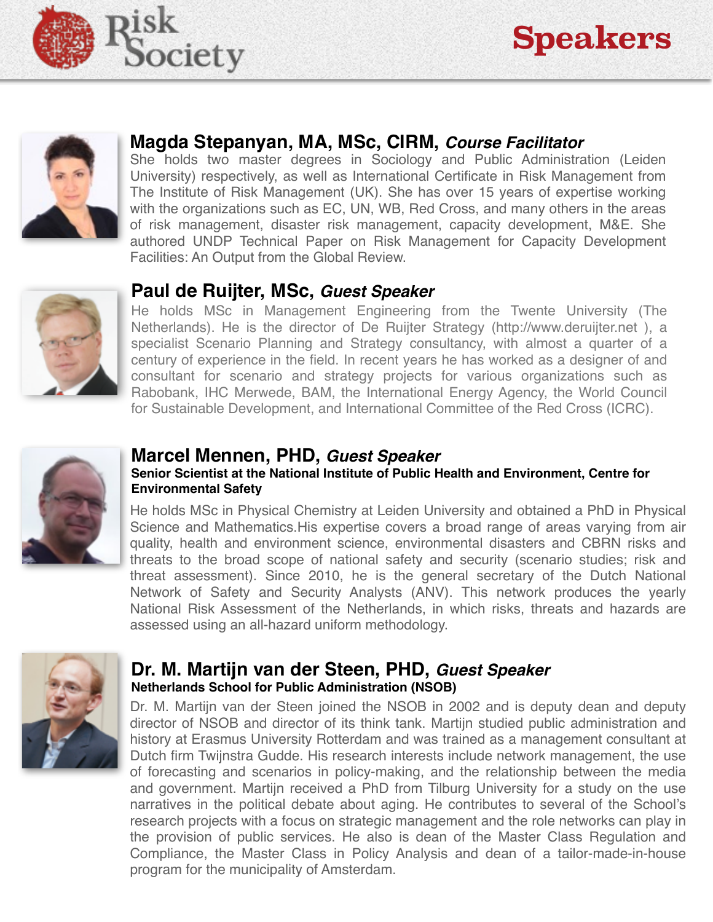# Speakers

## Magda Stepanyan, MA, MSc, CIRM, *Course Facilitator*

She holds two master degrees in Sociology and Public Administration (Leiden University) respectively, as well as International Certificate in Risk Management from The Institute of Risk Management (UK). She has over 15 years of expertise working with the organizations such as EC, UN, WB, Red Cross, and many others in the areas of risk management, disaster risk management, capacity development, M&E. She authored UNDP Technical Paper on Risk Management for Capacity Development Facilities: An Output from the Global Review.

## Paul de Ruijter, MSc, *Guest Speaker*

He holds MSc in Management Engineering from the Twente University (The Netherlands). He is the director of De Ruijter Strategy (http://www.deruijter.net ), a specialist Scenario Planning and Strategy consultancy, with almost a quarter of a century of experience in the field. In recent years he has worked as a designer of and consultant for scenario and strategy projects for various organizations such as Rabobank, IHC Merwede, BAM, the International Energy Agency, the World Council for Sustainable Development, and International Committee of the Red Cross (ICRC).

## Marcel Mennen, PHD, *Guest Speaker*

**Senior Scientist at the National Institute of Public Health and Environment, Centre for Environmental Safety**

He holds MSc in Physical Chemistry at Leiden University and obtained a PhD in Physical Science and Mathematics.His expertise covers a broad range of areas varying from air quality, health and environment science, environmental disasters and CBRN risks and threats to the broad scope of national safety and security (scenario studies; risk and threat assessment). Since 2010, he is the general secretary of the Dutch National Network of Safety and Security Analysts (ANV). This network produces the yearly National Risk Assessment of the Netherlands, in which risks, threats and hazards are assessed using an all-hazard uniform methodology.

## Dr. M. Martijn van der Steen, PHD, *Guest Speaker*

**Netherlands School for Public Administration (NSOB)**

Dr. M. Martijn van der Steen joined the NSOB in 2002 and is deputy dean and deputy director of NSOB and director of its think tank. Martijn studied public administration and history at Erasmus University Rotterdam and was trained as a management consultant at Dutch firm Twijnstra Gudde. His research interests include network management, the use of forecasting and scenarios in policy-making, and the relationship between the media and government. Martijn received a PhD from Tilburg University for a study on the use narratives in the political debate about aging. He contributes to several of the School's research projects with a focus on strategic management and the role networks can play in the provision of public services. He also is dean of the Master Class Regulation and Compliance, the Master Class in Policy Analysis and dean of a tailor-made-in-house program for the municipality of Amsterdam.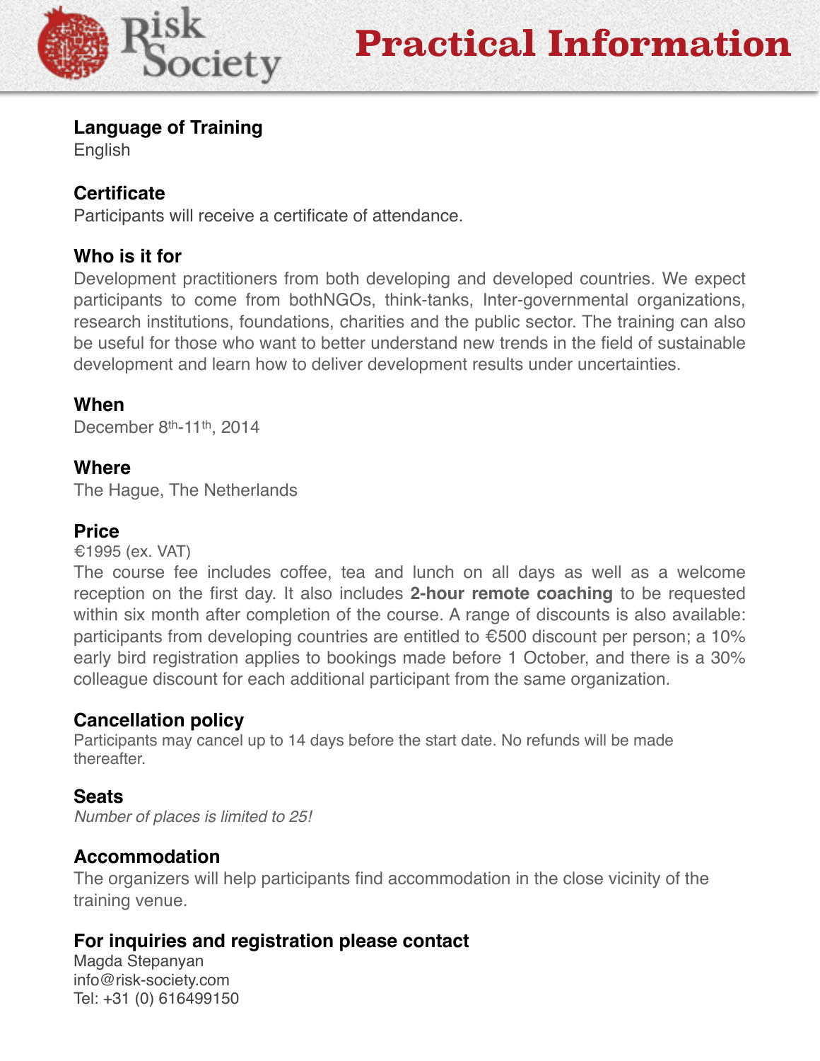# Practical Information

## Language of Training

English

## Certificate

Participants will receive a certificate of attendance.

## Who is it for

Development practitioners from both developing and developed countries. We expect participants to come from bothNGOs, think-tanks, Inter-governmental organizations, research institutions, foundations, charities and the public sector. The training can also be useful for those who want to better understand new trends in the field of sustainable development and learn how to deliver development results under uncertainties.

## When

December 8th-11th, 2014

## Where

The Hague, The Netherlands

## Price

€1995 (ex. VAT)

The course fee includes coffee, tea and lunch on all days as well as a welcome reception on the first day. It also includes **2-hour remote coaching** to be requested within six month after completion of the course. A range of discounts is also available: participants from developing countries are entitled to €500 discount per person; a 10% early bird registration applies to bookings made before 1 October, and there is a 30% colleague discount for each additional participant from the same organization.

## Cancellation policy

Participants may cancel up to 14 days before the start date. No refunds will be made thereafter.

## Seats

*Number of places is limited to 25!*

## Accommodation

The organizers will help participants find accommodation in the close vicinity of the training venue.

## For inquiries and registration please contact

Magda Stepanyan
info@risk-society.com
Tel: +31 (0) 616499150